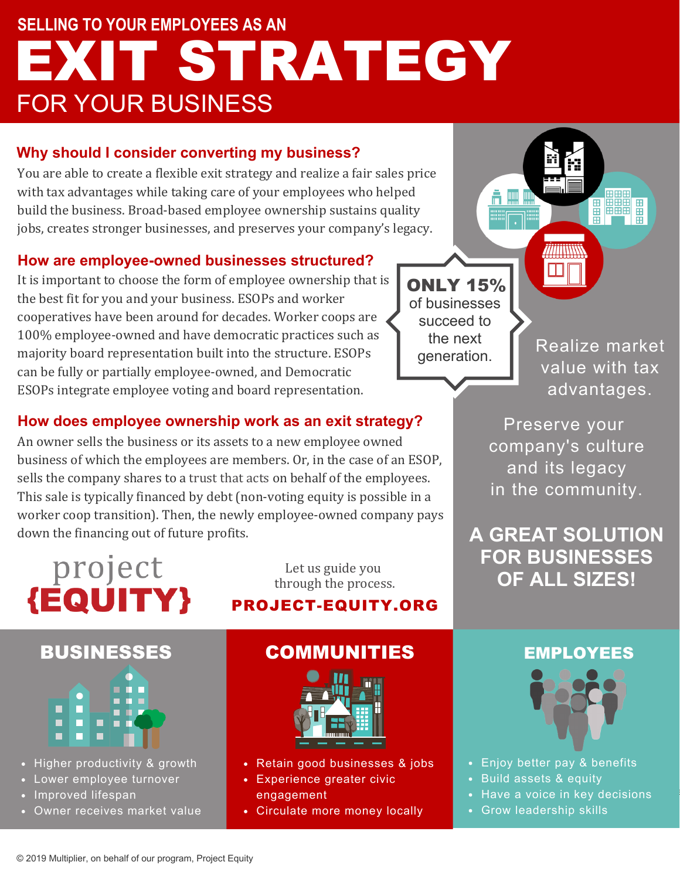# SELLING TO YOUR EMPLOYEES AS AN EXIT STRATEGY FOR YOUR BUSINESS

## Why should I consider converting my business?

You are able to create a flexible exit strategy and realize a fair sales price with tax advantages while taking care of your employees who helped build the business. Broad-based employee ownership sustains quality jobs, creates stronger businesses, and preserves your company's legacy.

## How are employee-owned businesses structured?

It is important to choose the form of employee ownership that is the best fit for you and your business. ESOPs and worker cooperatives have been around for decades. Worker coops are 100% employee-owned and have democratic practices such as majority board representation built into the structure. ESOPs can be fully or partially employee-owned, and Democratic ESOPs integrate employee voting and board representation.

**ONLY 15%** of businesses succeed to the next generation.

Realize market value with tax advantages.

Preserve your company's culture and its legacy in the community.

## How does employee ownership work as an exit strategy?

An owner sells the business or its assets to a new employee owned business of which the employees are members. Or, in the case of an ESOP, sells the company shares to a trust that acts on behalf of the employees. This sale is typically financed by debt (non-voting equity is possible in a worker coop transition). Then, the newly employee-owned company pays down the financing out of future profits.

**A GREAT SOLUTION FOR BUSINESSES OF ALL SIZES!**

project {EQUITY}

Let us guide you through the process.

**PROJECT-EQUITY.ORG**

### BUSINESSES

- Higher productivity & growth
- Lower employee turnover
- Improved lifespan
- Owner receives market value

### COMMUNITIES

- Retain good businesses & jobs
- Experience greater civic engagement
- Circulate more money locally

### EMPLOYEES

- Enjoy better pay & benefits
- Build assets & equity
- Have a voice in key decisions
- Grow leadership skills

© 2019 Multiplier, on behalf of our program, Project Equity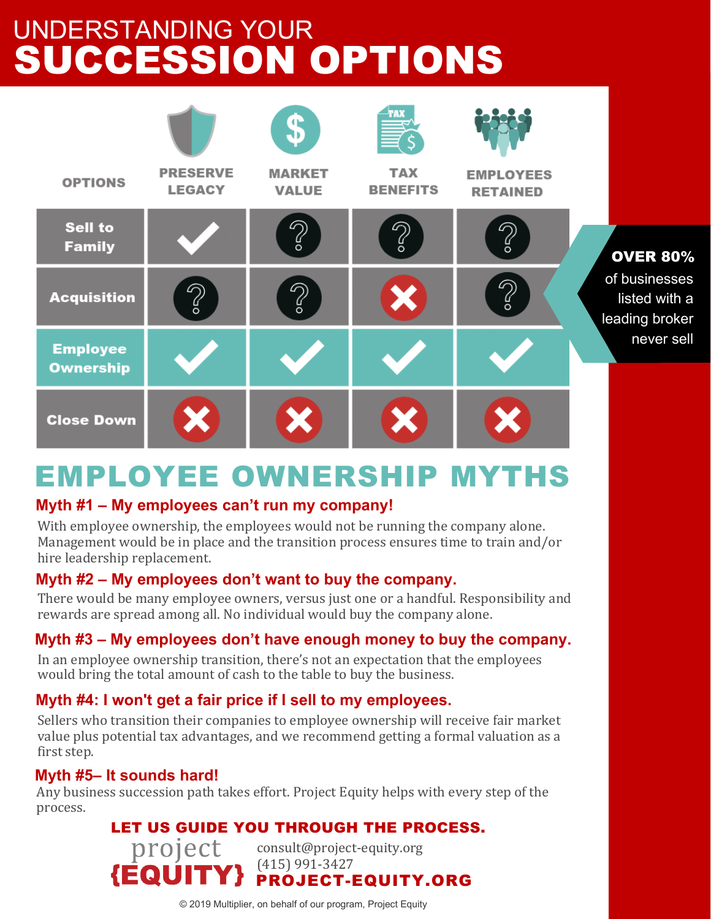# UNDERSTANDING YOUR SUCCESSION OPTIONS

| OPTIONS | PRESERVE LEGACY | MARKET VALUE | TAX BENEFITS | EMPLOYEES RETAINED |
|---|---|---|---|---|
| Sell to Family | ✓ | ? | ? | ? |
| Acquisition | ? | ? | ✗ | ? |
| Employee Ownership | ✓ | ✓ | ✓ | ✓ |
| Close Down | ✗ | ✗ | ✗ | ✗ |

**OVER 80%** of businesses listed with a leading broker never sell

## EMPLOYEE OWNERSHIP MYTHS

### Myth #1 – My employees can't run my company!

With employee ownership, the employees would not be running the company alone. Management would be in place and the transition process ensures time to train and/or hire leadership replacement.

### Myth #2 – My employees don't want to buy the company.

There would be many employee owners, versus just one or a handful. Responsibility and rewards are spread among all. No individual would buy the company alone.

### Myth #3 – My employees don't have enough money to buy the company.

In an employee ownership transition, there's not an expectation that the employees would bring the total amount of cash to the table to buy the business.

### Myth #4: I won't get a fair price if I sell to my employees.

Sellers who transition their companies to employee ownership will receive fair market value plus potential tax advantages, and we recommend getting a formal valuation as a first step.

### Myth #5– It sounds hard!

Any business succession path takes effort. Project Equity helps with every step of the process.

**LET US GUIDE YOU THROUGH THE PROCESS.**

project {EQUITY}

consult@project-equity.org
(415) 991-3427
**PROJECT-EQUITY.ORG**

© 2019 Multiplier, on behalf of our program, Project Equity